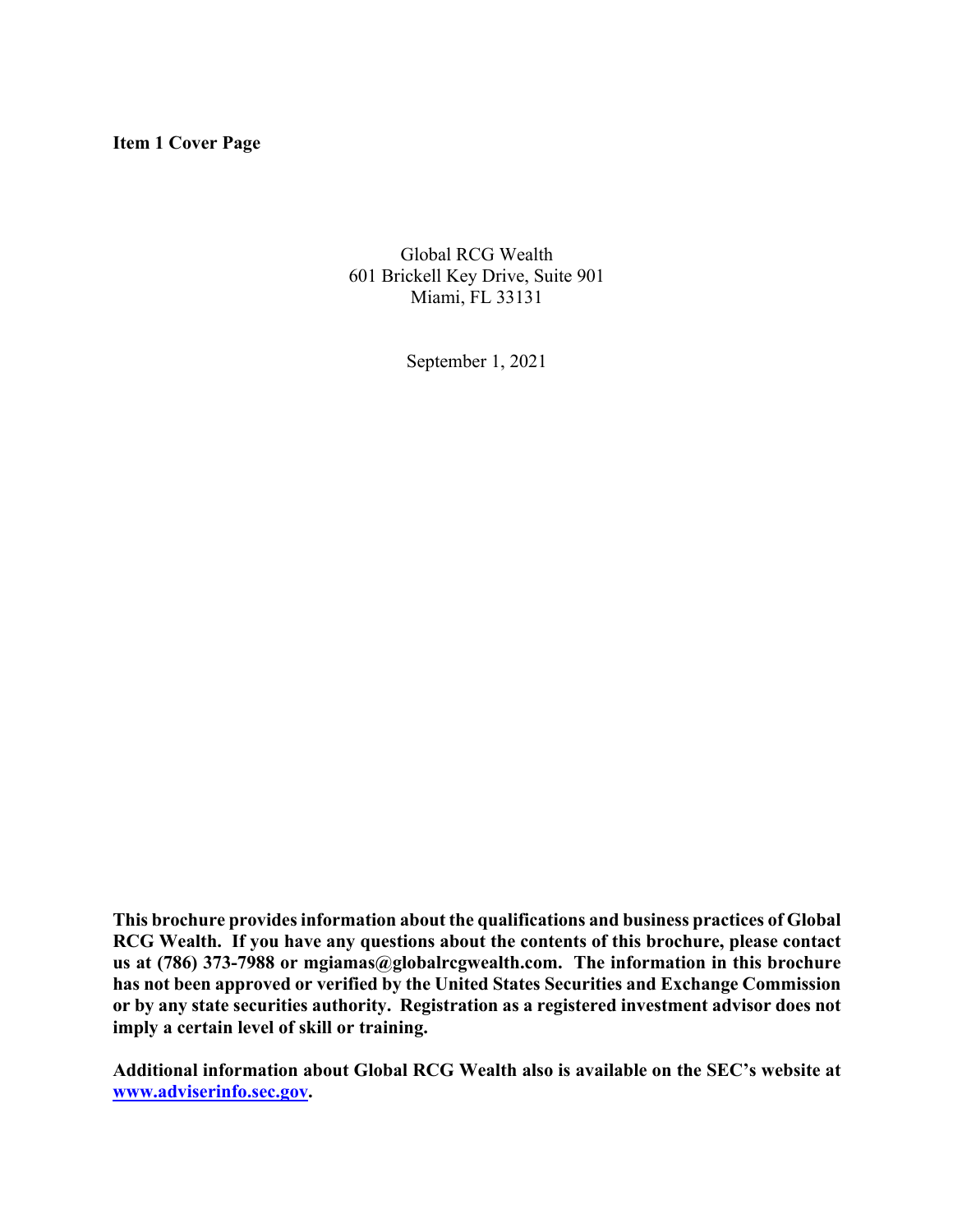# Item 1 Cover Page

Global RCG Wealth
601 Brickell Key Drive, Suite 901
Miami, FL 33131

September 1, 2021

**This brochure provides information about the qualifications and business practices of Global RCG Wealth. If you have any questions about the contents of this brochure, please contact us at (786) 373-7988 or mgiamas@globalrcgwealth.com. The information in this brochure has not been approved or verified by the United States Securities and Exchange Commission or by any state securities authority. Registration as a registered investment advisor does not imply a certain level of skill or training.**

**Additional information about Global RCG Wealth also is available on the SEC's website at www.adviserinfo.sec.gov.**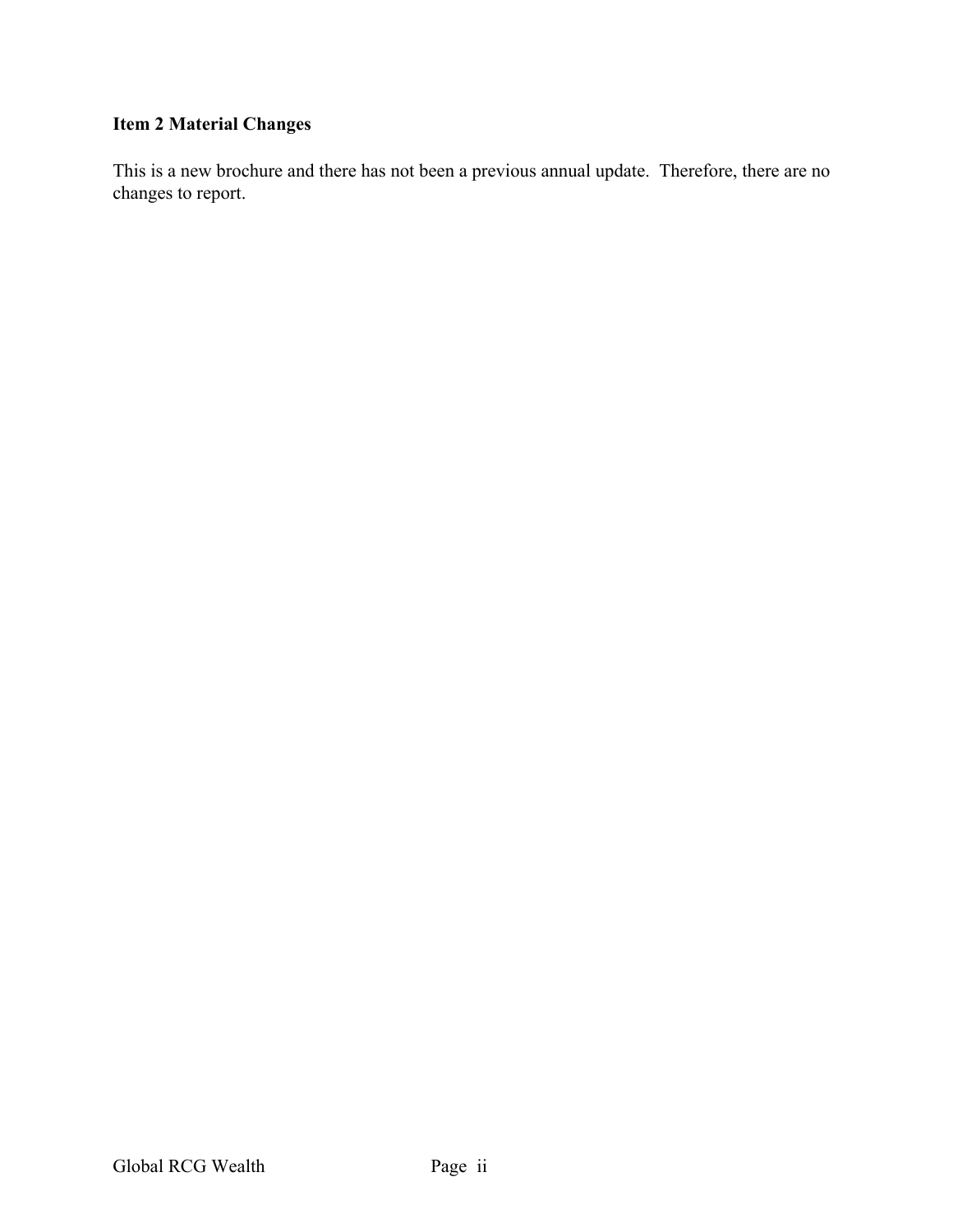## Item 2 Material Changes

This is a new brochure and there has not been a previous annual update. Therefore, there are no changes to report.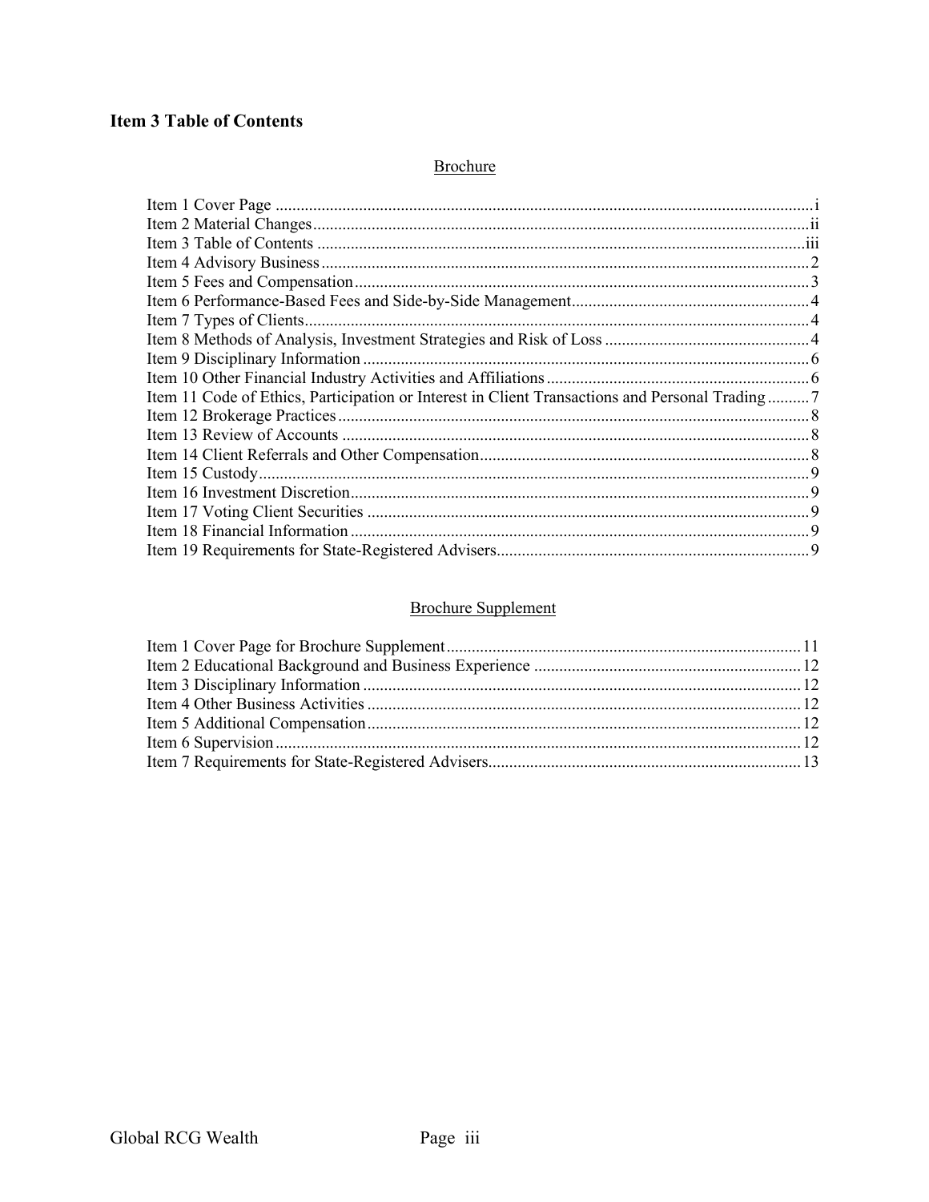## Item 3 Table of Contents

Brochure

| Item | Page |
|---|---|
| Item 1 Cover Page | i |
| Item 2 Material Changes | ii |
| Item 3 Table of Contents | iii |
| Item 4 Advisory Business | 2 |
| Item 5 Fees and Compensation | 3 |
| Item 6 Performance-Based Fees and Side-by-Side Management | 4 |
| Item 7 Types of Clients | 4 |
| Item 8 Methods of Analysis, Investment Strategies and Risk of Loss | 4 |
| Item 9 Disciplinary Information | 6 |
| Item 10 Other Financial Industry Activities and Affiliations | 6 |
| Item 11 Code of Ethics, Participation or Interest in Client Transactions and Personal Trading | 7 |
| Item 12 Brokerage Practices | 8 |
| Item 13 Review of Accounts | 8 |
| Item 14 Client Referrals and Other Compensation | 8 |
| Item 15 Custody | 9 |
| Item 16 Investment Discretion | 9 |
| Item 17 Voting Client Securities | 9 |
| Item 18 Financial Information | 9 |
| Item 19 Requirements for State-Registered Advisers | 9 |

Brochure Supplement

| Item | Page |
|---|---|
| Item 1 Cover Page for Brochure Supplement | 11 |
| Item 2 Educational Background and Business Experience | 12 |
| Item 3 Disciplinary Information | 12 |
| Item 4 Other Business Activities | 12 |
| Item 5 Additional Compensation | 12 |
| Item 6 Supervision | 12 |
| Item 7 Requirements for State-Registered Advisers | 13 |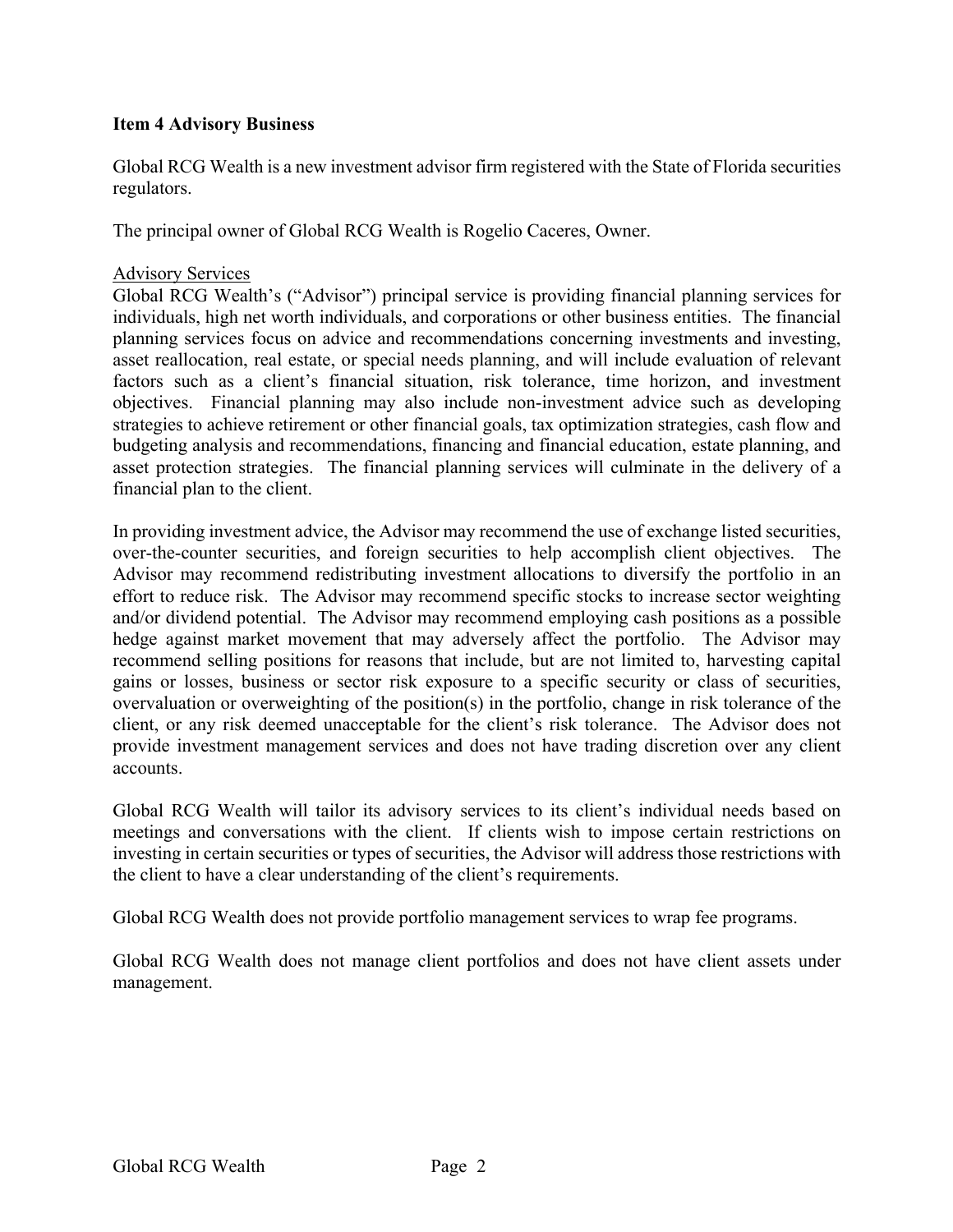## Item 4 Advisory Business

Global RCG Wealth is a new investment advisor firm registered with the State of Florida securities regulators.

The principal owner of Global RCG Wealth is Rogelio Caceres, Owner.

### Advisory Services

Global RCG Wealth's ("Advisor") principal service is providing financial planning services for individuals, high net worth individuals, and corporations or other business entities. The financial planning services focus on advice and recommendations concerning investments and investing, asset reallocation, real estate, or special needs planning, and will include evaluation of relevant factors such as a client's financial situation, risk tolerance, time horizon, and investment objectives. Financial planning may also include non-investment advice such as developing strategies to achieve retirement or other financial goals, tax optimization strategies, cash flow and budgeting analysis and recommendations, financing and financial education, estate planning, and asset protection strategies. The financial planning services will culminate in the delivery of a financial plan to the client.

In providing investment advice, the Advisor may recommend the use of exchange listed securities, over-the-counter securities, and foreign securities to help accomplish client objectives. The Advisor may recommend redistributing investment allocations to diversify the portfolio in an effort to reduce risk. The Advisor may recommend specific stocks to increase sector weighting and/or dividend potential. The Advisor may recommend employing cash positions as a possible hedge against market movement that may adversely affect the portfolio. The Advisor may recommend selling positions for reasons that include, but are not limited to, harvesting capital gains or losses, business or sector risk exposure to a specific security or class of securities, overvaluation or overweighting of the position(s) in the portfolio, change in risk tolerance of the client, or any risk deemed unacceptable for the client's risk tolerance. The Advisor does not provide investment management services and does not have trading discretion over any client accounts.

Global RCG Wealth will tailor its advisory services to its client's individual needs based on meetings and conversations with the client. If clients wish to impose certain restrictions on investing in certain securities or types of securities, the Advisor will address those restrictions with the client to have a clear understanding of the client's requirements.

Global RCG Wealth does not provide portfolio management services to wrap fee programs.

Global RCG Wealth does not manage client portfolios and does not have client assets under management.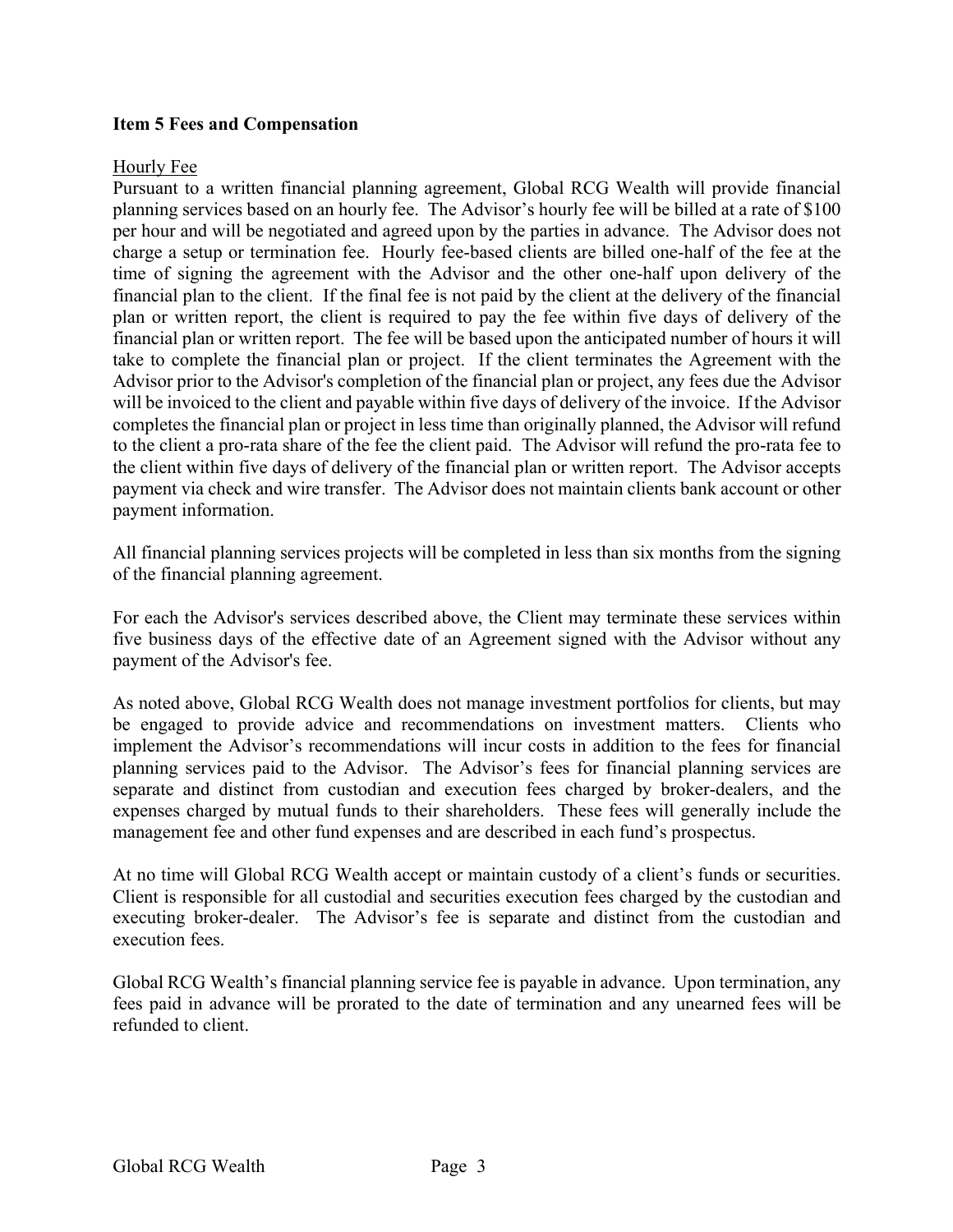## Item 5 Fees and Compensation

<u>Hourly Fee</u>

Pursuant to a written financial planning agreement, Global RCG Wealth will provide financial planning services based on an hourly fee. The Advisor's hourly fee will be billed at a rate of $100 per hour and will be negotiated and agreed upon by the parties in advance. The Advisor does not charge a setup or termination fee. Hourly fee-based clients are billed one-half of the fee at the time of signing the agreement with the Advisor and the other one-half upon delivery of the financial plan to the client. If the final fee is not paid by the client at the delivery of the financial plan or written report, the client is required to pay the fee within five days of delivery of the financial plan or written report. The fee will be based upon the anticipated number of hours it will take to complete the financial plan or project. If the client terminates the Agreement with the Advisor prior to the Advisor's completion of the financial plan or project, any fees due the Advisor will be invoiced to the client and payable within five days of delivery of the invoice. If the Advisor completes the financial plan or project in less time than originally planned, the Advisor will refund to the client a pro-rata share of the fee the client paid. The Advisor will refund the pro-rata fee to the client within five days of delivery of the financial plan or written report. The Advisor accepts payment via check and wire transfer. The Advisor does not maintain clients bank account or other payment information.

All financial planning services projects will be completed in less than six months from the signing of the financial planning agreement.

For each the Advisor's services described above, the Client may terminate these services within five business days of the effective date of an Agreement signed with the Advisor without any payment of the Advisor's fee.

As noted above, Global RCG Wealth does not manage investment portfolios for clients, but may be engaged to provide advice and recommendations on investment matters. Clients who implement the Advisor's recommendations will incur costs in addition to the fees for financial planning services paid to the Advisor. The Advisor's fees for financial planning services are separate and distinct from custodian and execution fees charged by broker-dealers, and the expenses charged by mutual funds to their shareholders. These fees will generally include the management fee and other fund expenses and are described in each fund's prospectus.

At no time will Global RCG Wealth accept or maintain custody of a client's funds or securities. Client is responsible for all custodial and securities execution fees charged by the custodian and executing broker-dealer. The Advisor's fee is separate and distinct from the custodian and execution fees.

Global RCG Wealth's financial planning service fee is payable in advance. Upon termination, any fees paid in advance will be prorated to the date of termination and any unearned fees will be refunded to client.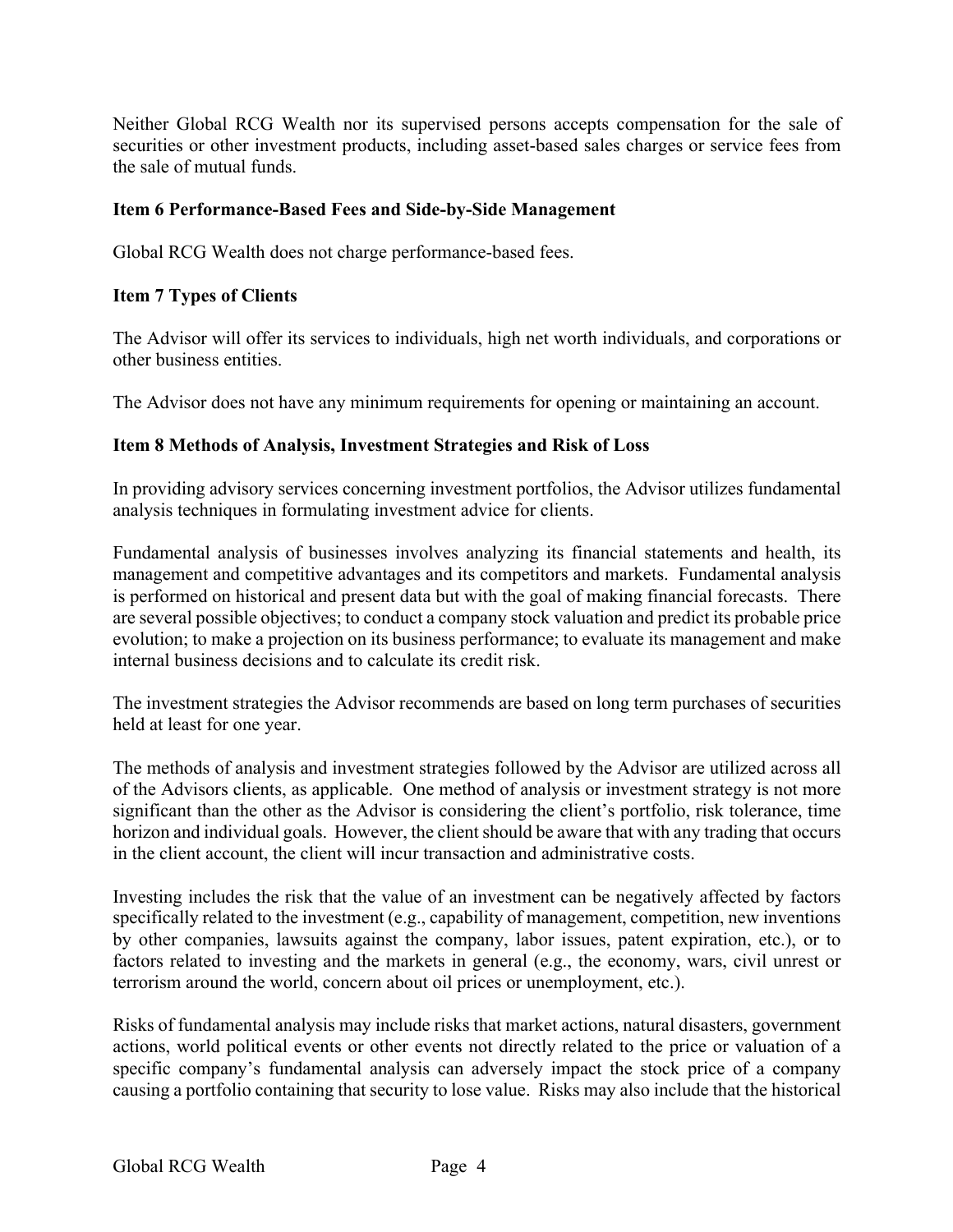Neither Global RCG Wealth nor its supervised persons accepts compensation for the sale of securities or other investment products, including asset-based sales charges or service fees from the sale of mutual funds.

## Item 6 Performance-Based Fees and Side-by-Side Management

Global RCG Wealth does not charge performance-based fees.

## Item 7 Types of Clients

The Advisor will offer its services to individuals, high net worth individuals, and corporations or other business entities.

The Advisor does not have any minimum requirements for opening or maintaining an account.

## Item 8 Methods of Analysis, Investment Strategies and Risk of Loss

In providing advisory services concerning investment portfolios, the Advisor utilizes fundamental analysis techniques in formulating investment advice for clients.

Fundamental analysis of businesses involves analyzing its financial statements and health, its management and competitive advantages and its competitors and markets. Fundamental analysis is performed on historical and present data but with the goal of making financial forecasts. There are several possible objectives; to conduct a company stock valuation and predict its probable price evolution; to make a projection on its business performance; to evaluate its management and make internal business decisions and to calculate its credit risk.

The investment strategies the Advisor recommends are based on long term purchases of securities held at least for one year.

The methods of analysis and investment strategies followed by the Advisor are utilized across all of the Advisors clients, as applicable. One method of analysis or investment strategy is not more significant than the other as the Advisor is considering the client's portfolio, risk tolerance, time horizon and individual goals. However, the client should be aware that with any trading that occurs in the client account, the client will incur transaction and administrative costs.

Investing includes the risk that the value of an investment can be negatively affected by factors specifically related to the investment (e.g., capability of management, competition, new inventions by other companies, lawsuits against the company, labor issues, patent expiration, etc.), or to factors related to investing and the markets in general (e.g., the economy, wars, civil unrest or terrorism around the world, concern about oil prices or unemployment, etc.).

Risks of fundamental analysis may include risks that market actions, natural disasters, government actions, world political events or other events not directly related to the price or valuation of a specific company's fundamental analysis can adversely impact the stock price of a company causing a portfolio containing that security to lose value. Risks may also include that the historical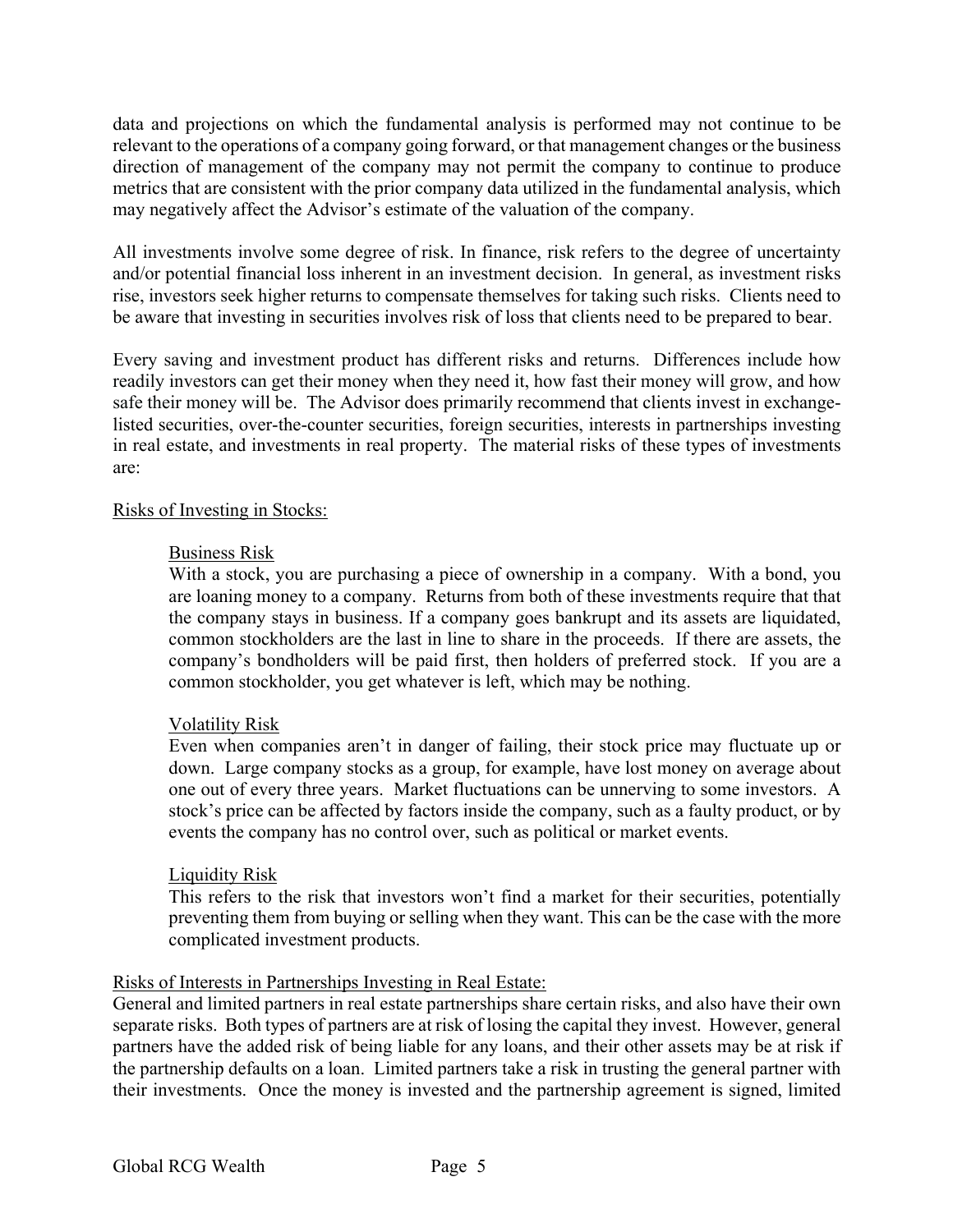data and projections on which the fundamental analysis is performed may not continue to be relevant to the operations of a company going forward, or that management changes or the business direction of management of the company may not permit the company to continue to produce metrics that are consistent with the prior company data utilized in the fundamental analysis, which may negatively affect the Advisor's estimate of the valuation of the company.

All investments involve some degree of risk. In finance, risk refers to the degree of uncertainty and/or potential financial loss inherent in an investment decision. In general, as investment risks rise, investors seek higher returns to compensate themselves for taking such risks. Clients need to be aware that investing in securities involves risk of loss that clients need to be prepared to bear.

Every saving and investment product has different risks and returns. Differences include how readily investors can get their money when they need it, how fast their money will grow, and how safe their money will be. The Advisor does primarily recommend that clients invest in exchange-listed securities, over-the-counter securities, foreign securities, interests in partnerships investing in real estate, and investments in real property. The material risks of these types of investments are:

<u>Risks of Investing in Stocks:</u>

<u>Business Risk</u>
With a stock, you are purchasing a piece of ownership in a company. With a bond, you are loaning money to a company. Returns from both of these investments require that that the company stays in business. If a company goes bankrupt and its assets are liquidated, common stockholders are the last in line to share in the proceeds. If there are assets, the company's bondholders will be paid first, then holders of preferred stock. If you are a common stockholder, you get whatever is left, which may be nothing.

<u>Volatility Risk</u>
Even when companies aren't in danger of failing, their stock price may fluctuate up or down. Large company stocks as a group, for example, have lost money on average about one out of every three years. Market fluctuations can be unnerving to some investors. A stock's price can be affected by factors inside the company, such as a faulty product, or by events the company has no control over, such as political or market events.

<u>Liquidity Risk</u>
This refers to the risk that investors won't find a market for their securities, potentially preventing them from buying or selling when they want. This can be the case with the more complicated investment products.

<u>Risks of Interests in Partnerships Investing in Real Estate:</u>
General and limited partners in real estate partnerships share certain risks, and also have their own separate risks. Both types of partners are at risk of losing the capital they invest. However, general partners have the added risk of being liable for any loans, and their other assets may be at risk if the partnership defaults on a loan. Limited partners take a risk in trusting the general partner with their investments. Once the money is invested and the partnership agreement is signed, limited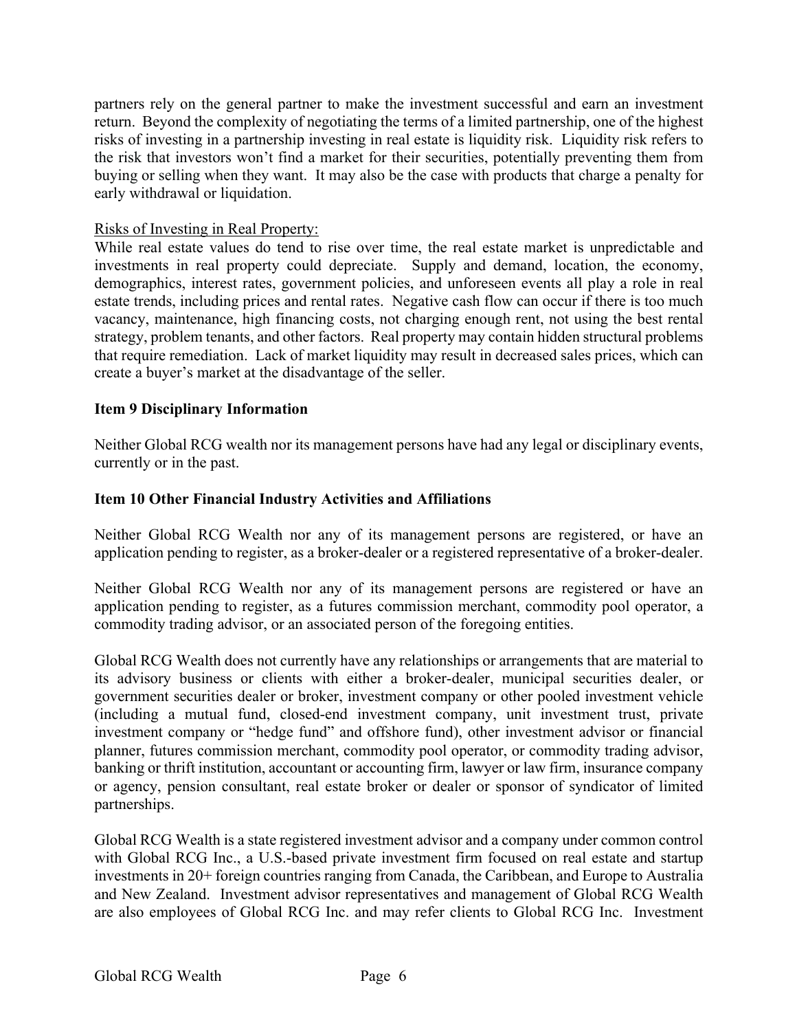partners rely on the general partner to make the investment successful and earn an investment return. Beyond the complexity of negotiating the terms of a limited partnership, one of the highest risks of investing in a partnership investing in real estate is liquidity risk. Liquidity risk refers to the risk that investors won't find a market for their securities, potentially preventing them from buying or selling when they want. It may also be the case with products that charge a penalty for early withdrawal or liquidation.

Risks of Investing in Real Property:

While real estate values do tend to rise over time, the real estate market is unpredictable and investments in real property could depreciate. Supply and demand, location, the economy, demographics, interest rates, government policies, and unforeseen events all play a role in real estate trends, including prices and rental rates. Negative cash flow can occur if there is too much vacancy, maintenance, high financing costs, not charging enough rent, not using the best rental strategy, problem tenants, and other factors. Real property may contain hidden structural problems that require remediation. Lack of market liquidity may result in decreased sales prices, which can create a buyer's market at the disadvantage of the seller.

## Item 9 Disciplinary Information

Neither Global RCG wealth nor its management persons have had any legal or disciplinary events, currently or in the past.

## Item 10 Other Financial Industry Activities and Affiliations

Neither Global RCG Wealth nor any of its management persons are registered, or have an application pending to register, as a broker-dealer or a registered representative of a broker-dealer.

Neither Global RCG Wealth nor any of its management persons are registered or have an application pending to register, as a futures commission merchant, commodity pool operator, a commodity trading advisor, or an associated person of the foregoing entities.

Global RCG Wealth does not currently have any relationships or arrangements that are material to its advisory business or clients with either a broker-dealer, municipal securities dealer, or government securities dealer or broker, investment company or other pooled investment vehicle (including a mutual fund, closed-end investment company, unit investment trust, private investment company or "hedge fund" and offshore fund), other investment advisor or financial planner, futures commission merchant, commodity pool operator, or commodity trading advisor, banking or thrift institution, accountant or accounting firm, lawyer or law firm, insurance company or agency, pension consultant, real estate broker or dealer or sponsor of syndicator of limited partnerships.

Global RCG Wealth is a state registered investment advisor and a company under common control with Global RCG Inc., a U.S.-based private investment firm focused on real estate and startup investments in 20+ foreign countries ranging from Canada, the Caribbean, and Europe to Australia and New Zealand. Investment advisor representatives and management of Global RCG Wealth are also employees of Global RCG Inc. and may refer clients to Global RCG Inc. Investment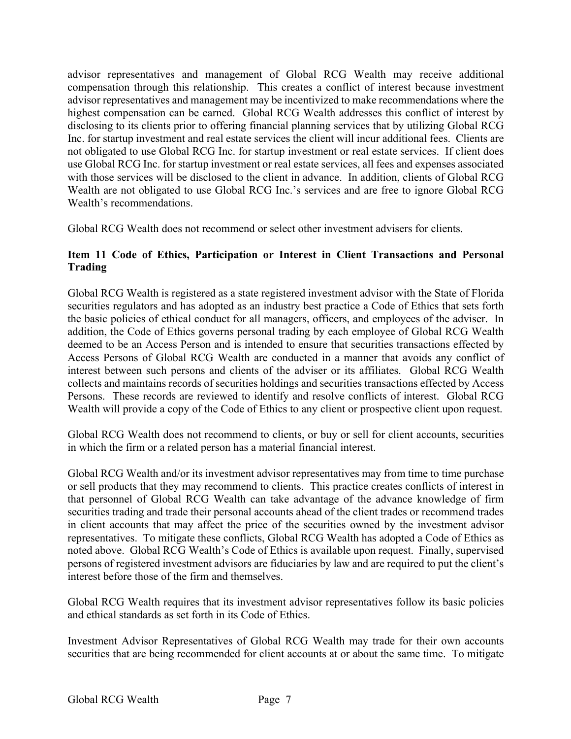advisor representatives and management of Global RCG Wealth may receive additional compensation through this relationship. This creates a conflict of interest because investment advisor representatives and management may be incentivized to make recommendations where the highest compensation can be earned. Global RCG Wealth addresses this conflict of interest by disclosing to its clients prior to offering financial planning services that by utilizing Global RCG Inc. for startup investment and real estate services the client will incur additional fees. Clients are not obligated to use Global RCG Inc. for startup investment or real estate services. If client does use Global RCG Inc. for startup investment or real estate services, all fees and expenses associated with those services will be disclosed to the client in advance. In addition, clients of Global RCG Wealth are not obligated to use Global RCG Inc.'s services and are free to ignore Global RCG Wealth's recommendations.

Global RCG Wealth does not recommend or select other investment advisers for clients.

## Item 11 Code of Ethics, Participation or Interest in Client Transactions and Personal Trading

Global RCG Wealth is registered as a state registered investment advisor with the State of Florida securities regulators and has adopted as an industry best practice a Code of Ethics that sets forth the basic policies of ethical conduct for all managers, officers, and employees of the adviser. In addition, the Code of Ethics governs personal trading by each employee of Global RCG Wealth deemed to be an Access Person and is intended to ensure that securities transactions effected by Access Persons of Global RCG Wealth are conducted in a manner that avoids any conflict of interest between such persons and clients of the adviser or its affiliates. Global RCG Wealth collects and maintains records of securities holdings and securities transactions effected by Access Persons. These records are reviewed to identify and resolve conflicts of interest. Global RCG Wealth will provide a copy of the Code of Ethics to any client or prospective client upon request.

Global RCG Wealth does not recommend to clients, or buy or sell for client accounts, securities in which the firm or a related person has a material financial interest.

Global RCG Wealth and/or its investment advisor representatives may from time to time purchase or sell products that they may recommend to clients. This practice creates conflicts of interest in that personnel of Global RCG Wealth can take advantage of the advance knowledge of firm securities trading and trade their personal accounts ahead of the client trades or recommend trades in client accounts that may affect the price of the securities owned by the investment advisor representatives. To mitigate these conflicts, Global RCG Wealth has adopted a Code of Ethics as noted above. Global RCG Wealth's Code of Ethics is available upon request. Finally, supervised persons of registered investment advisors are fiduciaries by law and are required to put the client's interest before those of the firm and themselves.

Global RCG Wealth requires that its investment advisor representatives follow its basic policies and ethical standards as set forth in its Code of Ethics.

Investment Advisor Representatives of Global RCG Wealth may trade for their own accounts securities that are being recommended for client accounts at or about the same time. To mitigate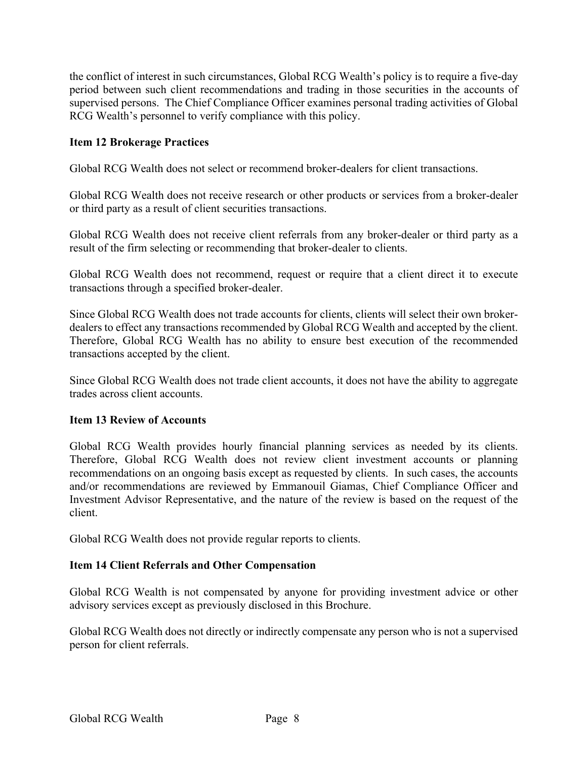the conflict of interest in such circumstances, Global RCG Wealth's policy is to require a five-day period between such client recommendations and trading in those securities in the accounts of supervised persons. The Chief Compliance Officer examines personal trading activities of Global RCG Wealth's personnel to verify compliance with this policy.

## Item 12 Brokerage Practices

Global RCG Wealth does not select or recommend broker-dealers for client transactions.

Global RCG Wealth does not receive research or other products or services from a broker-dealer or third party as a result of client securities transactions.

Global RCG Wealth does not receive client referrals from any broker-dealer or third party as a result of the firm selecting or recommending that broker-dealer to clients.

Global RCG Wealth does not recommend, request or require that a client direct it to execute transactions through a specified broker-dealer.

Since Global RCG Wealth does not trade accounts for clients, clients will select their own broker-dealers to effect any transactions recommended by Global RCG Wealth and accepted by the client. Therefore, Global RCG Wealth has no ability to ensure best execution of the recommended transactions accepted by the client.

Since Global RCG Wealth does not trade client accounts, it does not have the ability to aggregate trades across client accounts.

## Item 13 Review of Accounts

Global RCG Wealth provides hourly financial planning services as needed by its clients. Therefore, Global RCG Wealth does not review client investment accounts or planning recommendations on an ongoing basis except as requested by clients. In such cases, the accounts and/or recommendations are reviewed by Emmanouil Giamas, Chief Compliance Officer and Investment Advisor Representative, and the nature of the review is based on the request of the client.

Global RCG Wealth does not provide regular reports to clients.

## Item 14 Client Referrals and Other Compensation

Global RCG Wealth is not compensated by anyone for providing investment advice or other advisory services except as previously disclosed in this Brochure.

Global RCG Wealth does not directly or indirectly compensate any person who is not a supervised person for client referrals.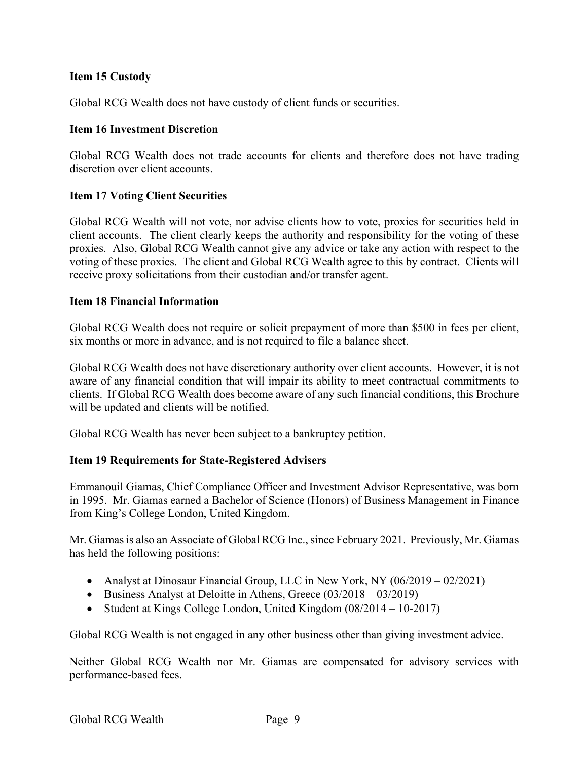## Item 15 Custody

Global RCG Wealth does not have custody of client funds or securities.

## Item 16 Investment Discretion

Global RCG Wealth does not trade accounts for clients and therefore does not have trading discretion over client accounts.

## Item 17 Voting Client Securities

Global RCG Wealth will not vote, nor advise clients how to vote, proxies for securities held in client accounts. The client clearly keeps the authority and responsibility for the voting of these proxies. Also, Global RCG Wealth cannot give any advice or take any action with respect to the voting of these proxies. The client and Global RCG Wealth agree to this by contract. Clients will receive proxy solicitations from their custodian and/or transfer agent.

## Item 18 Financial Information

Global RCG Wealth does not require or solicit prepayment of more than $500 in fees per client, six months or more in advance, and is not required to file a balance sheet.

Global RCG Wealth does not have discretionary authority over client accounts. However, it is not aware of any financial condition that will impair its ability to meet contractual commitments to clients. If Global RCG Wealth does become aware of any such financial conditions, this Brochure will be updated and clients will be notified.

Global RCG Wealth has never been subject to a bankruptcy petition.

## Item 19 Requirements for State-Registered Advisers

Emmanouil Giamas, Chief Compliance Officer and Investment Advisor Representative, was born in 1995. Mr. Giamas earned a Bachelor of Science (Honors) of Business Management in Finance from King's College London, United Kingdom.

Mr. Giamas is also an Associate of Global RCG Inc., since February 2021. Previously, Mr. Giamas has held the following positions:

- Analyst at Dinosaur Financial Group, LLC in New York, NY (06/2019 – 02/2021)
- Business Analyst at Deloitte in Athens, Greece (03/2018 – 03/2019)
- Student at Kings College London, United Kingdom (08/2014 – 10-2017)

Global RCG Wealth is not engaged in any other business other than giving investment advice.

Neither Global RCG Wealth nor Mr. Giamas are compensated for advisory services with performance-based fees.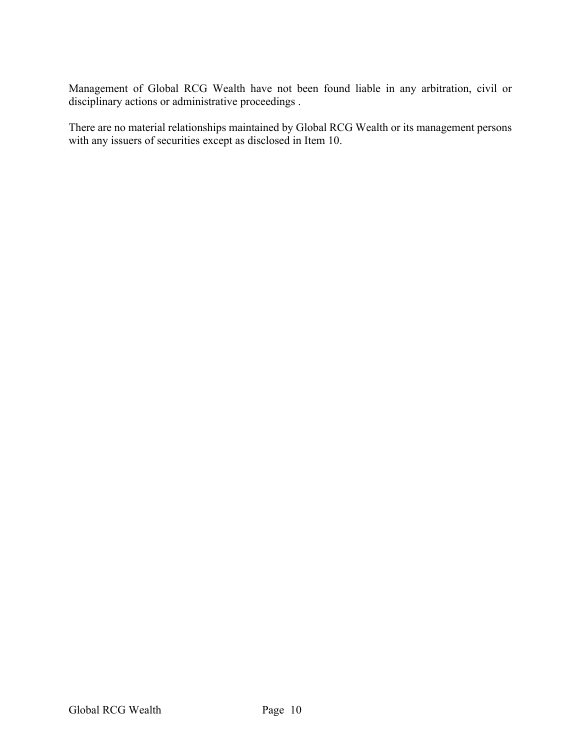Management of Global RCG Wealth have not been found liable in any arbitration, civil or disciplinary actions or administrative proceedings .

There are no material relationships maintained by Global RCG Wealth or its management persons with any issuers of securities except as disclosed in Item 10.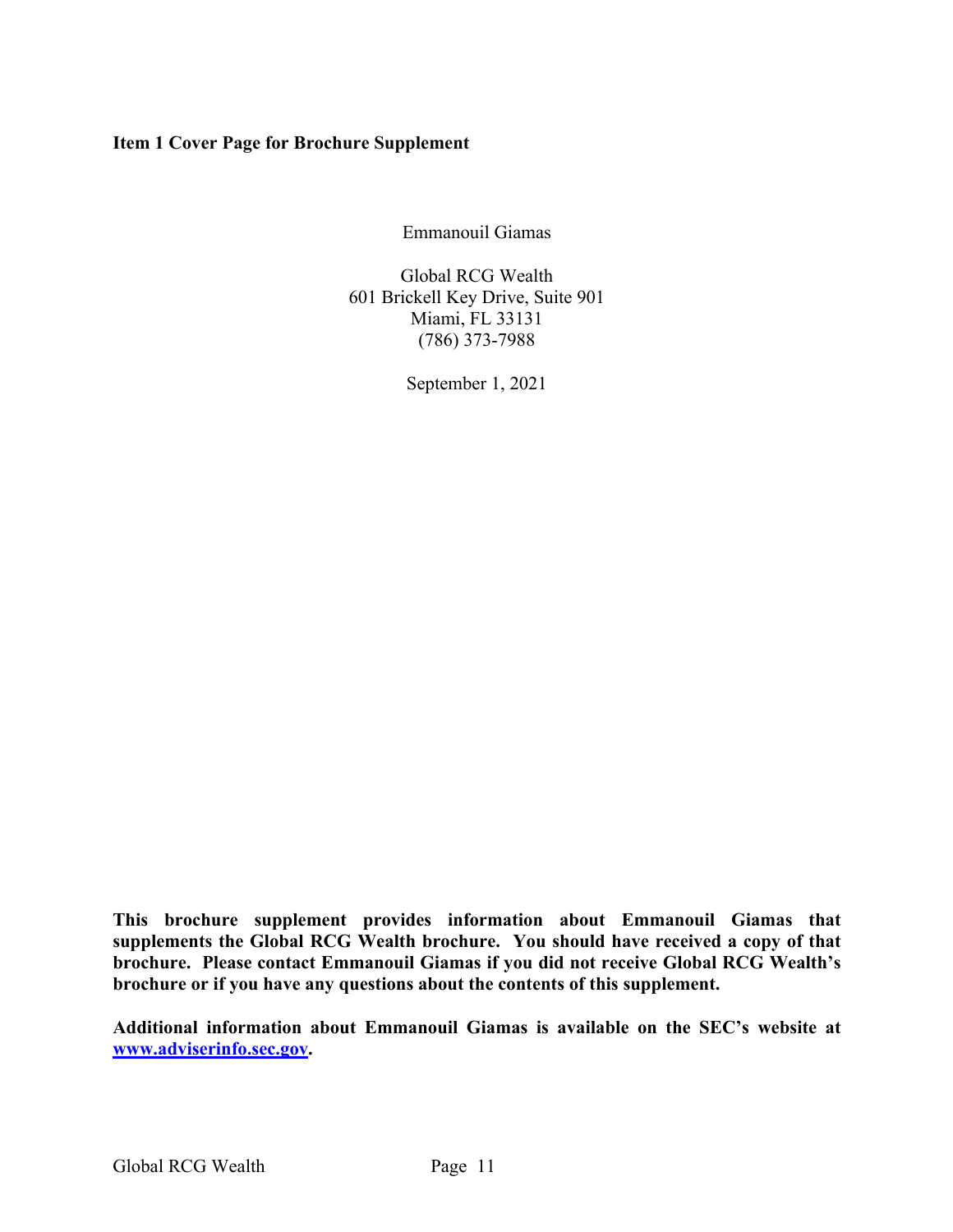**Item 1 Cover Page for Brochure Supplement**

Emmanouil Giamas

Global RCG Wealth
601 Brickell Key Drive, Suite 901
Miami, FL 33131
(786) 373-7988

September 1, 2021

**This brochure supplement provides information about Emmanouil Giamas that supplements the Global RCG Wealth brochure. You should have received a copy of that brochure. Please contact Emmanouil Giamas if you did not receive Global RCG Wealth's brochure or if you have any questions about the contents of this supplement.**

**Additional information about Emmanouil Giamas is available on the SEC's website at [www.adviserinfo.sec.gov](http://www.adviserinfo.sec.gov).**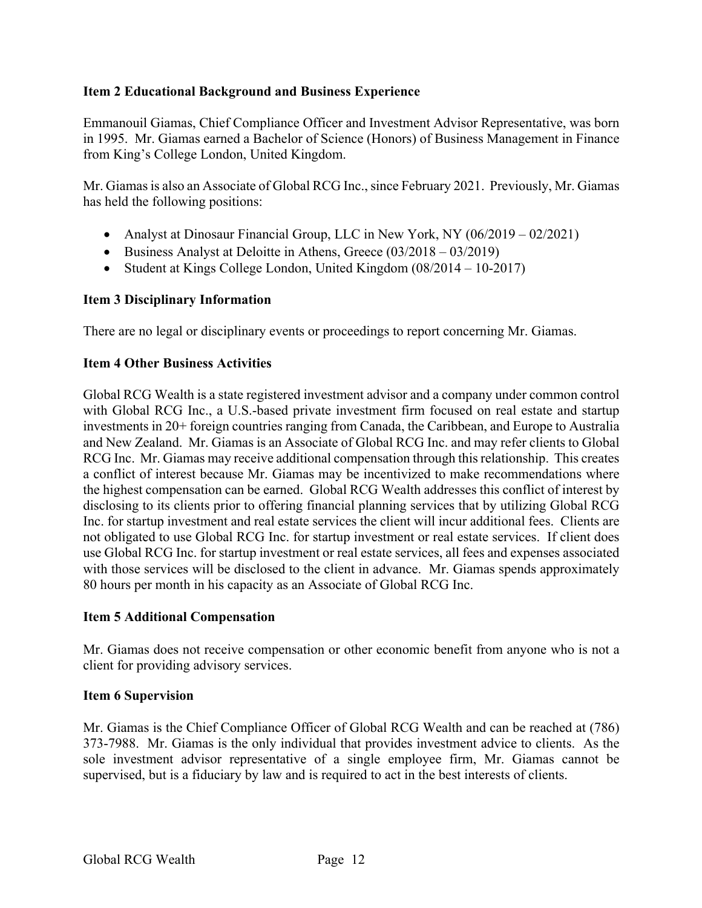## Item 2 Educational Background and Business Experience

Emmanouil Giamas, Chief Compliance Officer and Investment Advisor Representative, was born in 1995. Mr. Giamas earned a Bachelor of Science (Honors) of Business Management in Finance from King's College London, United Kingdom.

Mr. Giamas is also an Associate of Global RCG Inc., since February 2021. Previously, Mr. Giamas has held the following positions:

- Analyst at Dinosaur Financial Group, LLC in New York, NY (06/2019 – 02/2021)
- Business Analyst at Deloitte in Athens, Greece (03/2018 – 03/2019)
- Student at Kings College London, United Kingdom (08/2014 – 10-2017)

## Item 3 Disciplinary Information

There are no legal or disciplinary events or proceedings to report concerning Mr. Giamas.

## Item 4 Other Business Activities

Global RCG Wealth is a state registered investment advisor and a company under common control with Global RCG Inc., a U.S.-based private investment firm focused on real estate and startup investments in 20+ foreign countries ranging from Canada, the Caribbean, and Europe to Australia and New Zealand. Mr. Giamas is an Associate of Global RCG Inc. and may refer clients to Global RCG Inc. Mr. Giamas may receive additional compensation through this relationship. This creates a conflict of interest because Mr. Giamas may be incentivized to make recommendations where the highest compensation can be earned. Global RCG Wealth addresses this conflict of interest by disclosing to its clients prior to offering financial planning services that by utilizing Global RCG Inc. for startup investment and real estate services the client will incur additional fees. Clients are not obligated to use Global RCG Inc. for startup investment or real estate services. If client does use Global RCG Inc. for startup investment or real estate services, all fees and expenses associated with those services will be disclosed to the client in advance. Mr. Giamas spends approximately 80 hours per month in his capacity as an Associate of Global RCG Inc.

## Item 5 Additional Compensation

Mr. Giamas does not receive compensation or other economic benefit from anyone who is not a client for providing advisory services.

## Item 6 Supervision

Mr. Giamas is the Chief Compliance Officer of Global RCG Wealth and can be reached at (786) 373-7988. Mr. Giamas is the only individual that provides investment advice to clients. As the sole investment advisor representative of a single employee firm, Mr. Giamas cannot be supervised, but is a fiduciary by law and is required to act in the best interests of clients.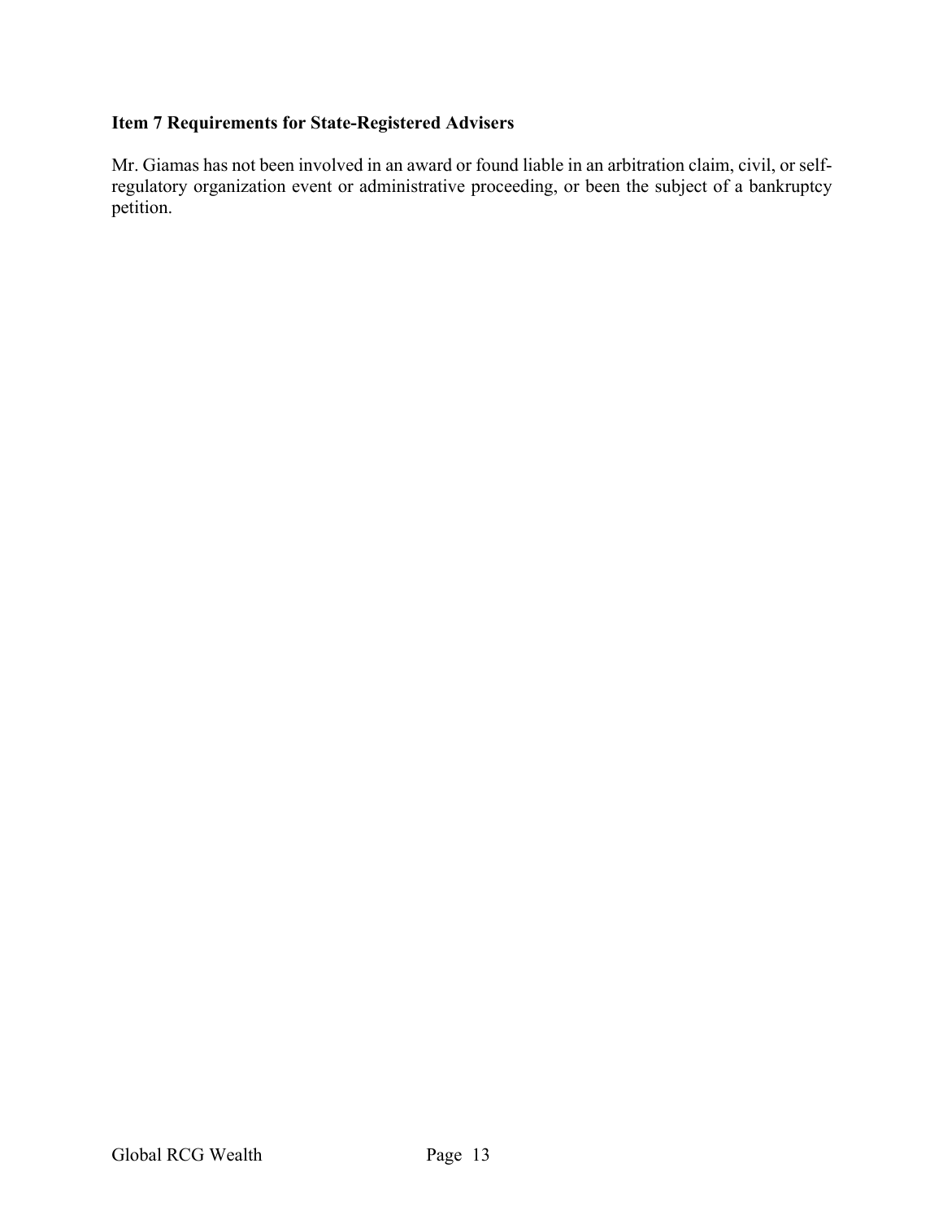### Item 7 Requirements for State-Registered Advisers

Mr. Giamas has not been involved in an award or found liable in an arbitration claim, civil, or self-regulatory organization event or administrative proceeding, or been the subject of a bankruptcy petition.